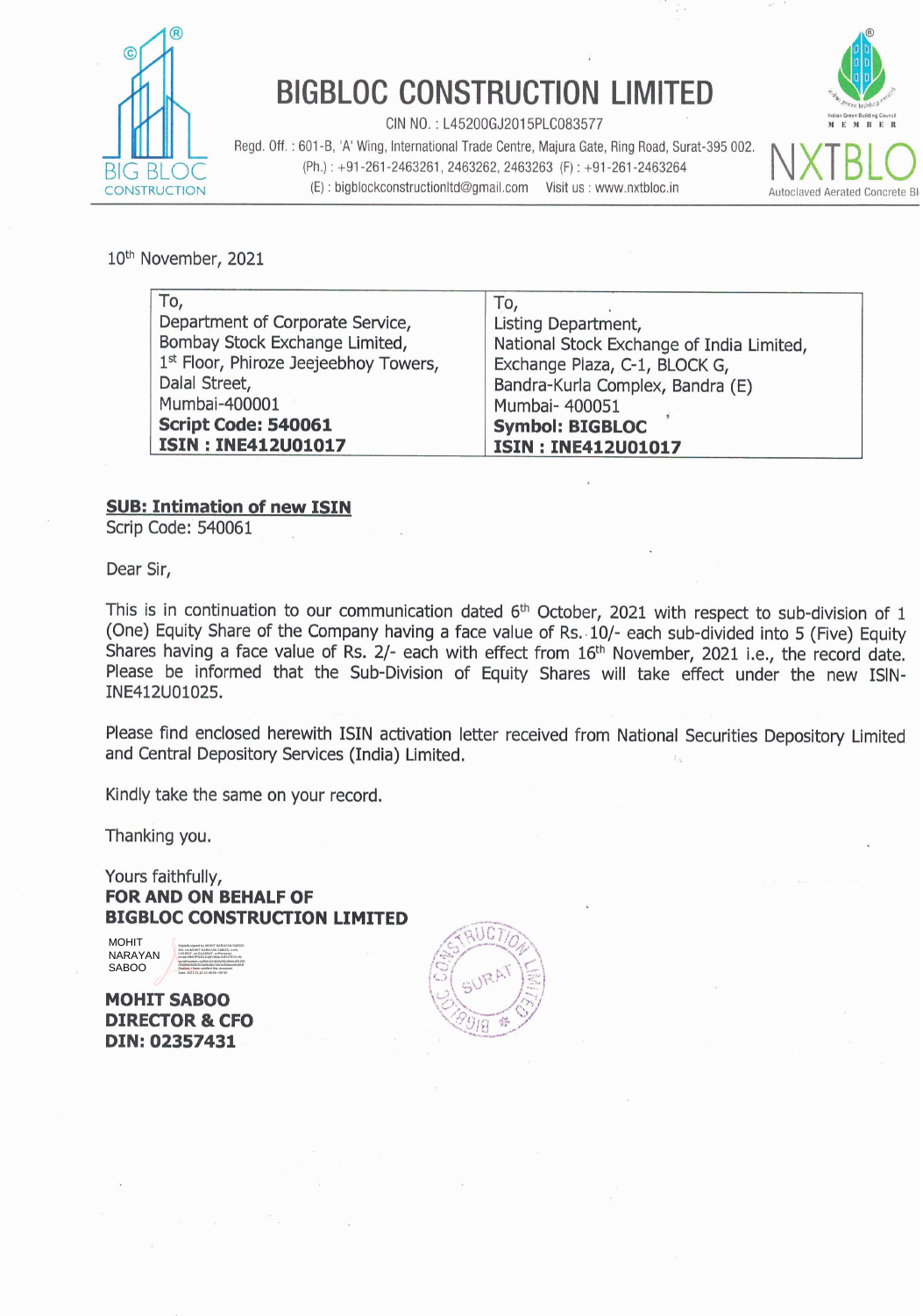# BIGBLOC CONSTRUCTION LIMITED

CIN NO. : L45200GJ2015PLC083577

Regd. Off. : 601-B, 'A' Wing, International Trade Centre, Majura Gate, Ring Road, Surat-395 002.

(Ph.) : +91-261-2463261, 2463262, 2463263 (F) : +91-261-2463264

(E) : bigblockconstructionltd@gmail.com Visit us : www.nxtbloc.in

10th November, 2021

| To,<br>Department of Corporate Service,<br>Bombay Stock Exchange Limited,<br>1st Floor, Phiroze Jeejeebhoy Towers,<br>Dalal Street,<br>Mumbai-400001<br>**Script Code: 540061**<br>**ISIN : INE412U01017** | To,<br>Listing Department,<br>National Stock Exchange of India Limited,<br>Exchange Plaza, C-1, BLOCK G,<br>Bandra-Kurla Complex, Bandra (E)<br>Mumbai- 400051<br>**Symbol: BIGBLOC**<br>**ISIN : INE412U01017** |
|---|---|

**SUB: Intimation of new ISIN**

Scrip Code: 540061

Dear Sir,

This is in continuation to our communication dated 6th October, 2021 with respect to sub-division of 1 (One) Equity Share of the Company having a face value of Rs. 10/- each sub-divided into 5 (Five) Equity Shares having a face value of Rs. 2/- each with effect from 16th November, 2021 i.e., the record date. Please be informed that the Sub-Division of Equity Shares will take effect under the new ISIN-INE412U01025.

Please find enclosed herewith ISIN activation letter received from National Securities Depository Limited and Central Depository Services (India) Limited.

Kindly take the same on your record.

Thanking you.

Yours faithfully,

**FOR AND ON BEHALF OF**
**BIGBLOC CONSTRUCTION LIMITED**

MOHIT NARAYAN SABOO

**MOHIT SABOO**
**DIRECTOR & CFO**
**DIN: 02357431**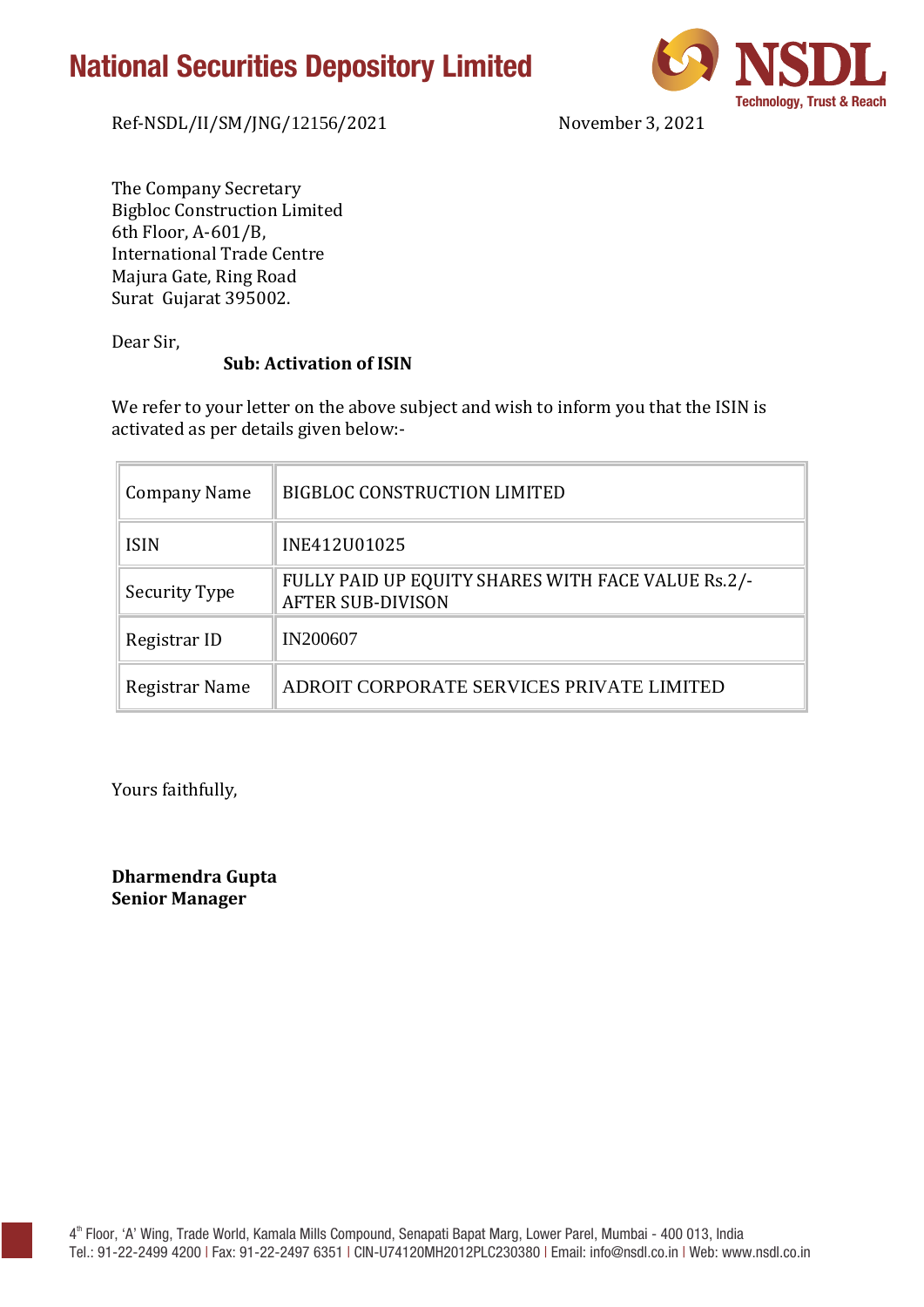# National Securities Depository Limited

NSDL
Technology, Trust & Reach

Ref-NSDL/II/SM/JNG/12156/2021 November 3, 2021

The Company Secretary
Bigbloc Construction Limited
6th Floor, A-601/B,
International Trade Centre
Majura Gate, Ring Road
Surat Gujarat 395002.

Dear Sir,

**Sub: Activation of ISIN**

We refer to your letter on the above subject and wish to inform you that the ISIN is activated as per details given below:-

| Company Name | BIGBLOC CONSTRUCTION LIMITED |
|---|---|
| ISIN | INE412U01025 |
| Security Type | FULLY PAID UP EQUITY SHARES WITH FACE VALUE Rs.2/- AFTER SUB-DIVISON |
| Registrar ID | IN200607 |
| Registrar Name | ADROIT CORPORATE SERVICES PRIVATE LIMITED |

Yours faithfully,

**Dharmendra Gupta**
**Senior Manager**

4th Floor, 'A' Wing, Trade World, Kamala Mills Compound, Senapati Bapat Marg, Lower Parel, Mumbai - 400 013, India
Tel.: 91-22-2499 4200 | Fax: 91-22-2497 6351 | CIN-U74120MH2012PLC230380 | Email: info@nsdl.co.in | Web: www.nsdl.co.in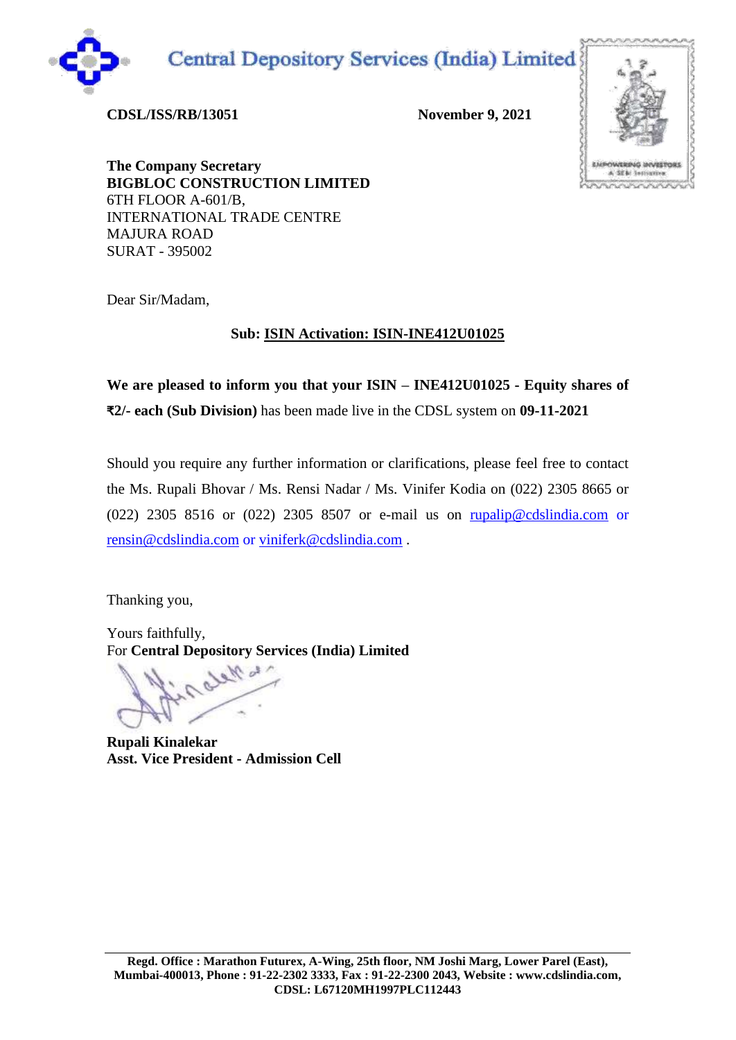Central Depository Services (India) Limited

**CDSL/ISS/RB/13051** **November 9, 2021**

**The Company Secretary**
**BIGBLOC CONSTRUCTION LIMITED**
6TH FLOOR A-601/B,
INTERNATIONAL TRADE CENTRE
MAJURA ROAD
SURAT - 395002

Dear Sir/Madam,

**Sub: ISIN Activation: ISIN-INE412U01025**

**We are pleased to inform you that your ISIN – INE412U01025 - Equity shares of ₹2/- each (Sub Division)** has been made live in the CDSL system on **09-11-2021**

Should you require any further information or clarifications, please feel free to contact the Ms. Rupali Bhovar / Ms. Rensi Nadar / Ms. Vinifer Kodia on (022) 2305 8665 or (022) 2305 8516 or (022) 2305 8507 or e-mail us on rupalip@cdslindia.com or rensin@cdslindia.com or viniferk@cdslindia.com .

Thanking you,

Yours faithfully,
For **Central Depository Services (India) Limited**

**Rupali Kinalekar**
**Asst. Vice President - Admission Cell**

**Regd. Office : Marathon Futurex, A-Wing, 25th floor, NM Joshi Marg, Lower Parel (East), Mumbai-400013, Phone : 91-22-2302 3333, Fax : 91-22-2300 2043, Website : www.cdslindia.com, CDSL: L67120MH1997PLC112443**